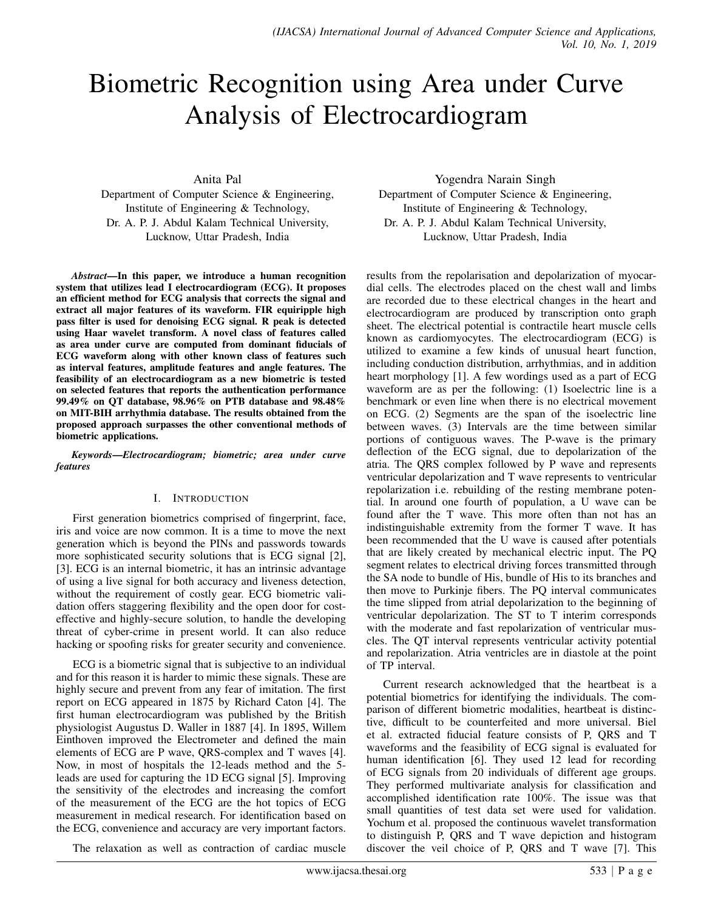# Biometric Recognition using Area under Curve Analysis of Electrocardiogram

Anita Pal
Department of Computer Science & Engineering,
Institute of Engineering & Technology,
Dr. A. P. J. Abdul Kalam Technical University,
Lucknow, Uttar Pradesh, India

Yogendra Narain Singh
Department of Computer Science & Engineering,
Institute of Engineering & Technology,
Dr. A. P. J. Abdul Kalam Technical University,
Lucknow, Uttar Pradesh, India

***Abstract*—In this paper, we introduce a human recognition system that utilizes lead I electrocardiogram (ECG). It proposes an efficient method for ECG analysis that corrects the signal and extract all major features of its waveform. FIR equiripple high pass filter is used for denoising ECG signal. R peak is detected using Haar wavelet transform. A novel class of features called as area under curve are computed from dominant fiducials of ECG waveform along with other known class of features such as interval features, amplitude features and angle features. The feasibility of an electrocardiogram as a new biometric is tested on selected features that reports the authentication performance 99.49% on QT database, 98.96% on PTB database and 98.48% on MIT-BIH arrhythmia database. The results obtained from the proposed approach surpasses the other conventional methods of biometric applications.**

***Keywords*—Electrocardiogram; biometric; area under curve features**

## I. Introduction

First generation biometrics comprised of fingerprint, face, iris and voice are now common. It is a time to move the next generation which is beyond the PINs and passwords towards more sophisticated security solutions that is ECG signal [2], [3]. ECG is an internal biometric, it has an intrinsic advantage of using a live signal for both accuracy and liveness detection, without the requirement of costly gear. ECG biometric validation offers staggering flexibility and the open door for cost-effective and highly-secure solution, to handle the developing threat of cyber-crime in present world. It can also reduce hacking or spoofing risks for greater security and convenience.

ECG is a biometric signal that is subjective to an individual and for this reason it is harder to mimic these signals. These are highly secure and prevent from any fear of imitation. The first report on ECG appeared in 1875 by Richard Caton [4]. The first human electrocardiogram was published by the British physiologist Augustus D. Waller in 1887 [4]. In 1895, Willem Einthoven improved the Electrometer and defined the main elements of ECG are P wave, QRS-complex and T waves [4]. Now, in most of hospitals the 12-leads method and the 5-leads are used for capturing the 1D ECG signal [5]. Improving the sensitivity of the electrodes and increasing the comfort of the measurement of the ECG are the hot topics of ECG measurement in medical research. For identification based on the ECG, convenience and accuracy are very important factors.

The relaxation as well as contraction of cardiac muscle results from the repolarisation and depolarization of myocardial cells. The electrodes placed on the chest wall and limbs are recorded due to these electrical changes in the heart and electrocardiogram are produced by transcription onto graph sheet. The electrical potential is contractile heart muscle cells known as cardiomyocytes. The electrocardiogram (ECG) is utilized to examine a few kinds of unusual heart function, including conduction distribution, arrhythmias, and in addition heart morphology [1]. A few wordings used as a part of ECG waveform are as per the following: (1) Isoelectric line is a benchmark or even line when there is no electrical movement on ECG. (2) Segments are the span of the isoelectric line between waves. (3) Intervals are the time between similar portions of contiguous waves. The P-wave is the primary deflection of the ECG signal, due to depolarization of the atria. The QRS complex followed by P wave and represents ventricular depolarization and T wave represents to ventricular repolarization i.e. rebuilding of the resting membrane potential. In around one fourth of population, a U wave can be found after the T wave. This more often than not has an indistinguishable extremity from the former T wave. It has been recommended that the U wave is caused after potentials that are likely created by mechanical electric input. The PQ segment relates to electrical driving forces transmitted through the SA node to bundle of His, bundle of His to its branches and then move to Purkinje fibers. The PQ interval communicates the time slipped from atrial depolarization to the beginning of ventricular depolarization. The ST to T interim corresponds with the moderate and fast repolarization of ventricular muscles. The QT interval represents ventricular activity potential and repolarization. Atria ventricles are in diastole at the point of TP interval.

Current research acknowledged that the heartbeat is a potential biometrics for identifying the individuals. The comparison of different biometric modalities, heartbeat is distinctive, difficult to be counterfeited and more universal. Biel et al. extracted fiducial feature consists of P, QRS and T waveforms and the feasibility of ECG signal is evaluated for human identification [6]. They used 12 lead for recording of ECG signals from 20 individuals of different age groups. They performed multivariate analysis for classification and accomplished identification rate 100%. The issue was that small quantities of test data set were used for validation. Yochum et al. proposed the continuous wavelet transformation to distinguish P, QRS and T wave depiction and histogram discover the veil choice of P, QRS and T wave [7]. This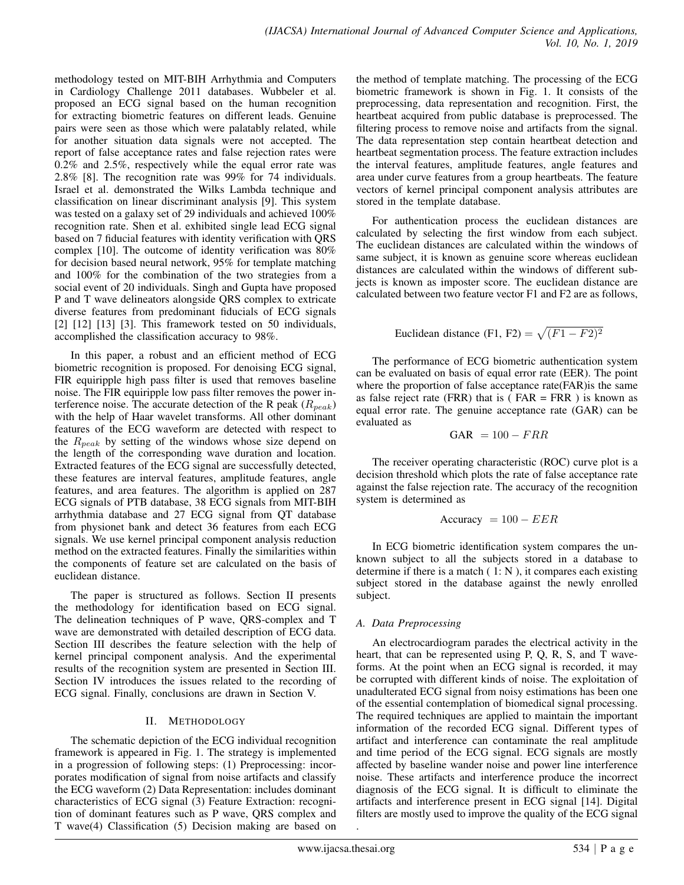methodology tested on MIT-BIH Arrhythmia and Computers in Cardiology Challenge 2011 databases. Wubbeler et al. proposed an ECG signal based on the human recognition for extracting biometric features on different leads. Genuine pairs were seen as those which were palatably related, while for another situation data signals were not accepted. The report of false acceptance rates and false rejection rates were 0.2% and 2.5%, respectively while the equal error rate was 2.8% [8]. The recognition rate was 99% for 74 individuals. Israel et al. demonstrated the Wilks Lambda technique and classification on linear discriminant analysis [9]. This system was tested on a galaxy set of 29 individuals and achieved 100% recognition rate. Shen et al. exhibited single lead ECG signal based on 7 fiducial features with identity verification with QRS complex [10]. The outcome of identity verification was 80% for decision based neural network, 95% for template matching and 100% for the combination of the two strategies from a social event of 20 individuals. Singh and Gupta have proposed P and T wave delineators alongside QRS complex to extricate diverse features from predominant fiducials of ECG signals [2] [12] [13] [3]. This framework tested on 50 individuals, accomplished the classification accuracy to 98%.

In this paper, a robust and an efficient method of ECG biometric recognition is proposed. For denoising ECG signal, FIR equiripple high pass filter is used that removes baseline noise. The FIR equiripple low pass filter removes the power interference noise. The accurate detection of the R peak ($R_{peak}$) with the help of Haar wavelet transforms. All other dominant features of the ECG waveform are detected with respect to the $R_{peak}$ by setting of the windows whose size depend on the length of the corresponding wave duration and location. Extracted features of the ECG signal are successfully detected, these features are interval features, amplitude features, angle features, and area features. The algorithm is applied on 287 ECG signals of PTB database, 38 ECG signals from MIT-BIH arrhythmia database and 27 ECG signal from QT database from physionet bank and detect 36 features from each ECG signals. We use kernel principal component analysis reduction method on the extracted features. Finally the similarities within the components of feature set are calculated on the basis of euclidean distance.

The paper is structured as follows. Section II presents the methodology for identification based on ECG signal. The delineation techniques of P wave, QRS-complex and T wave are demonstrated with detailed description of ECG data. Section III describes the feature selection with the help of kernel principal component analysis. And the experimental results of the recognition system are presented in Section III. Section IV introduces the issues related to the recording of ECG signal. Finally, conclusions are drawn in Section V.

## II. Methodology

The schematic depiction of the ECG individual recognition framework is appeared in Fig. 1. The strategy is implemented in a progression of following steps: (1) Preprocessing: incorporates modification of signal from noise artifacts and classify the ECG waveform (2) Data Representation: includes dominant characteristics of ECG signal (3) Feature Extraction: recognition of dominant features such as P wave, QRS complex and T wave(4) Classification (5) Decision making are based on the method of template matching. The processing of the ECG biometric framework is shown in Fig. 1. It consists of the preprocessing, data representation and recognition. First, the heartbeat acquired from public database is preprocessed. The filtering process to remove noise and artifacts from the signal. The data representation step contain heartbeat detection and heartbeat segmentation process. The feature extraction includes the interval features, amplitude features, angle features and area under curve features from a group heartbeats. The feature vectors of kernel principal component analysis attributes are stored in the template database.

For authentication process the euclidean distances are calculated by selecting the first window from each subject. The euclidean distances are calculated within the windows of same subject, it is known as genuine score whereas euclidean distances are calculated within the windows of different subjects is known as imposter score. The euclidean distance are calculated between two feature vector F1 and F2 are as follows,

$$\text{Euclidean distance (F1, F2)} = \sqrt{(F1 - F2)^2}$$

The performance of ECG biometric authentication system can be evaluated on basis of equal error rate (EER). The point where the proportion of false acceptance rate(FAR)is the same as false reject rate (FRR) that is ( FAR = FRR ) is known as equal error rate. The genuine acceptance rate (GAR) can be evaluated as

$$\text{GAR} = 100 - FRR$$

The receiver operating characteristic (ROC) curve plot is a decision threshold which plots the rate of false acceptance rate against the false rejection rate. The accuracy of the recognition system is determined as

$$\text{Accuracy} = 100 - EER$$

In ECG biometric identification system compares the unknown subject to all the subjects stored in a database to determine if there is a match ( 1: N ), it compares each existing subject stored in the database against the newly enrolled subject.

### A. Data Preprocessing

An electrocardiogram parades the electrical activity in the heart, that can be represented using P, Q, R, S, and T waveforms. At the point when an ECG signal is recorded, it may be corrupted with different kinds of noise. The exploitation of unadulterated ECG signal from noisy estimations has been one of the essential contemplation of biomedical signal processing. The required techniques are applied to maintain the important information of the recorded ECG signal. Different types of artifact and interference can contaminate the real amplitude and time period of the ECG signal. ECG signals are mostly affected by baseline wander noise and power line interference noise. These artifacts and interference produce the incorrect diagnosis of the ECG signal. It is difficult to eliminate the artifacts and interference present in ECG signal [14]. Digital filters are mostly used to improve the quality of the ECG signal .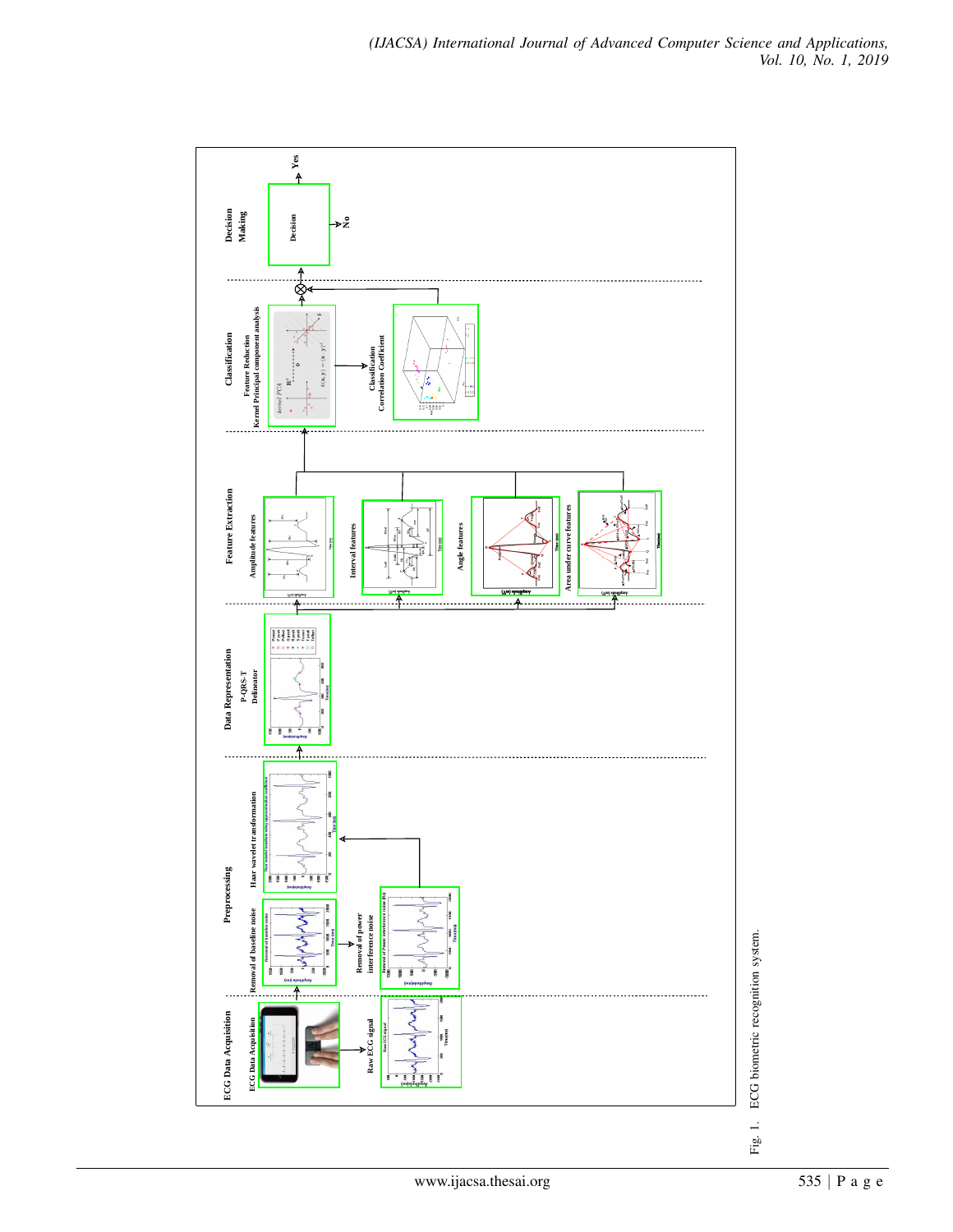Fig. 1. ECG biometric recognition system.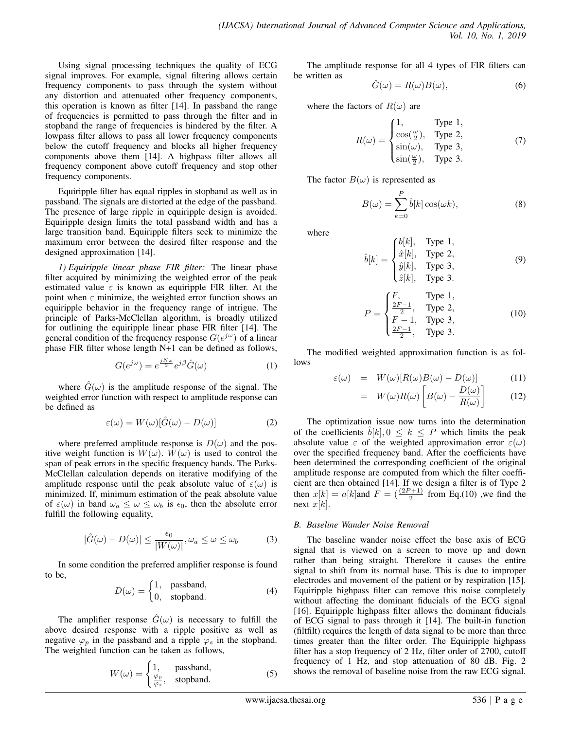Using signal processing techniques the quality of ECG signal improves. For example, signal filtering allows certain frequency components to pass through the system without any distortion and attenuated other frequency components, this operation is known as filter [14]. In passband the range of frequencies is permitted to pass through the filter and in stopband the range of frequencies is hindered by the filter. A lowpass filter allows to pass all lower frequency components below the cutoff frequency and blocks all higher frequency components above them [14]. A highpass filter allows all frequency component above cutoff frequency and stop other frequency components.

Equiripple filter has equal ripples in stopband as well as in passband. The signals are distorted at the edge of the passband. The presence of large ripple in equiripple design is avoided. Equiripple design limits the total passband width and has a large transition band. Equiripple filters seek to minimize the maximum error between the desired filter response and the designed approximation [14].

*1) Equiripple linear phase FIR filter:* The linear phase filter acquired by minimizing the weighted error of the peak estimated value $\varepsilon$ is known as equiripple FIR filter. At the point when $\varepsilon$ minimize, the weighted error function shows an equiripple behavior in the frequency range of intrigue. The principle of Parks-McClellan algorithm, is broadly utilized for outlining the equiripple linear phase FIR filter [14]. The general condition of the frequency response $G(e^{j\omega})$ of a linear phase FIR filter whose length N+1 can be defined as follows,

$$G(e^{j\omega}) = e^{\frac{jN\omega}{2}} e^{j\beta} \hat{G}(\omega) \tag{1}$$

where $\hat{G}(\omega)$ is the amplitude response of the signal. The weighted error function with respect to amplitude response can be defined as

$$\varepsilon(\omega) = W(\omega)[\hat{G}(\omega) - D(\omega)] \tag{2}$$

where preferred amplitude response is $D(\omega)$ and the positive weight function is $W(\omega)$. $W(\omega)$ is used to control the span of peak errors in the specific frequency bands. The Parks-McClellan calculation depends on iterative modifying of the amplitude response until the peak absolute value of $\varepsilon(\omega)$ is minimized. If, minimum estimation of the peak absolute value of $\varepsilon(\omega)$ in band $\omega_a \leq \omega \leq \omega_b$ is $\epsilon_0$, then the absolute error fulfill the following equality,

$$|\hat{G}(\omega) - D(\omega)| \leq \frac{\epsilon_0}{|W(\omega)|}, \omega_a \leq \omega \leq \omega_b \tag{3}$$

In some condition the preferred amplifier response is found to be,

$$D(\omega) = \begin{cases} 1, & \text{passband,} \\ 0, & \text{stopband.} \end{cases} \tag{4}$$

The amplifier response $\hat{G}(\omega)$ is necessary to fulfill the above desired response with a ripple positive as well as negative $\varphi_p$ in the passband and a ripple $\varphi_s$ in the stopband. The weighted function can be taken as follows,

$$W(\omega) = \begin{cases} 1, & \text{passband,} \\ \frac{\varphi_p}{\varphi_s}, & \text{stopband.} \end{cases} \tag{5}$$

The amplitude response for all 4 types of FIR filters can be written as

$$\hat{G}(\omega) = R(\omega)B(\omega), \tag{6}$$

where the factors of $R(\omega)$ are

$$R(\omega) = \begin{cases} 1, & \text{Type 1,} \\ \cos(\frac{\omega}{2}), & \text{Type 2,} \\ \sin(\omega), & \text{Type 3,} \\ \sin(\frac{\omega}{2}), & \text{Type 3.} \end{cases} \tag{7}$$

The factor $B(\omega)$ is represented as

$$B(\omega) = \sum_{k=0}^{P} \hat{b}[k] \cos(\omega k), \tag{8}$$

where

$$\hat{b}[k] = \begin{cases} b[k], & \text{Type 1,} \\ \hat{x}[k], & \text{Type 2,} \\ \hat{y}[k], & \text{Type 3,} \\ \hat{z}[k], & \text{Type 3.} \end{cases} \tag{9}$$

$$P = \begin{cases} F, & \text{Type 1,} \\ \frac{2F-1}{2}, & \text{Type 2,} \\ F-1, & \text{Type 3,} \\ \frac{2F-1}{2}, & \text{Type 3.} \end{cases} \tag{10}$$

The modified weighted approximation function is as follows

$$\begin{aligned} \varepsilon(\omega) &= W(\omega)[R(\omega)B(\omega) - D(\omega)] & (11) \\ &= W(\omega)R(\omega)\left[B(\omega) - \frac{D(\omega)}{R(\omega)}\right] & (12) \end{aligned}$$

The optimization issue now turns into the determination of the coefficients $\hat{b}[k], 0 \leq k \leq P$ which limits the peak absolute value $\varepsilon$ of the weighted approximation error $\varepsilon(\omega)$ over the specified frequency band. After the coefficients have been determined the corresponding coefficient of the original amplitude response are computed from which the filter coefficient are then obtained [14]. If we design a filter is of Type 2 then $x[k] = a[k]$and $F = (\frac{(2P+1)}{2}$ from Eq.(10) ,we find the next $x[k]$.

### B. Baseline Wander Noise Removal

The baseline wander noise effect the base axis of ECG signal that is viewed on a screen to move up and down rather than being straight. Therefore it causes the entire signal to shift from its normal base. This is due to improper electrodes and movement of the patient or by respiration [15]. Equiripple highpass filter can remove this noise completely without affecting the dominant fiducials of the ECG signal [16]. Equiripple highpass filter allows the dominant fiducials of ECG signal to pass through it [14]. The built-in function (filtfilt) requires the length of data signal to be more than three times greater than the filter order. The Equiripple highpass filter has a stop frequency of 2 Hz, filter order of 2700, cutoff frequency of 1 Hz, and stop attenuation of 80 dB. Fig. 2 shows the removal of baseline noise from the raw ECG signal.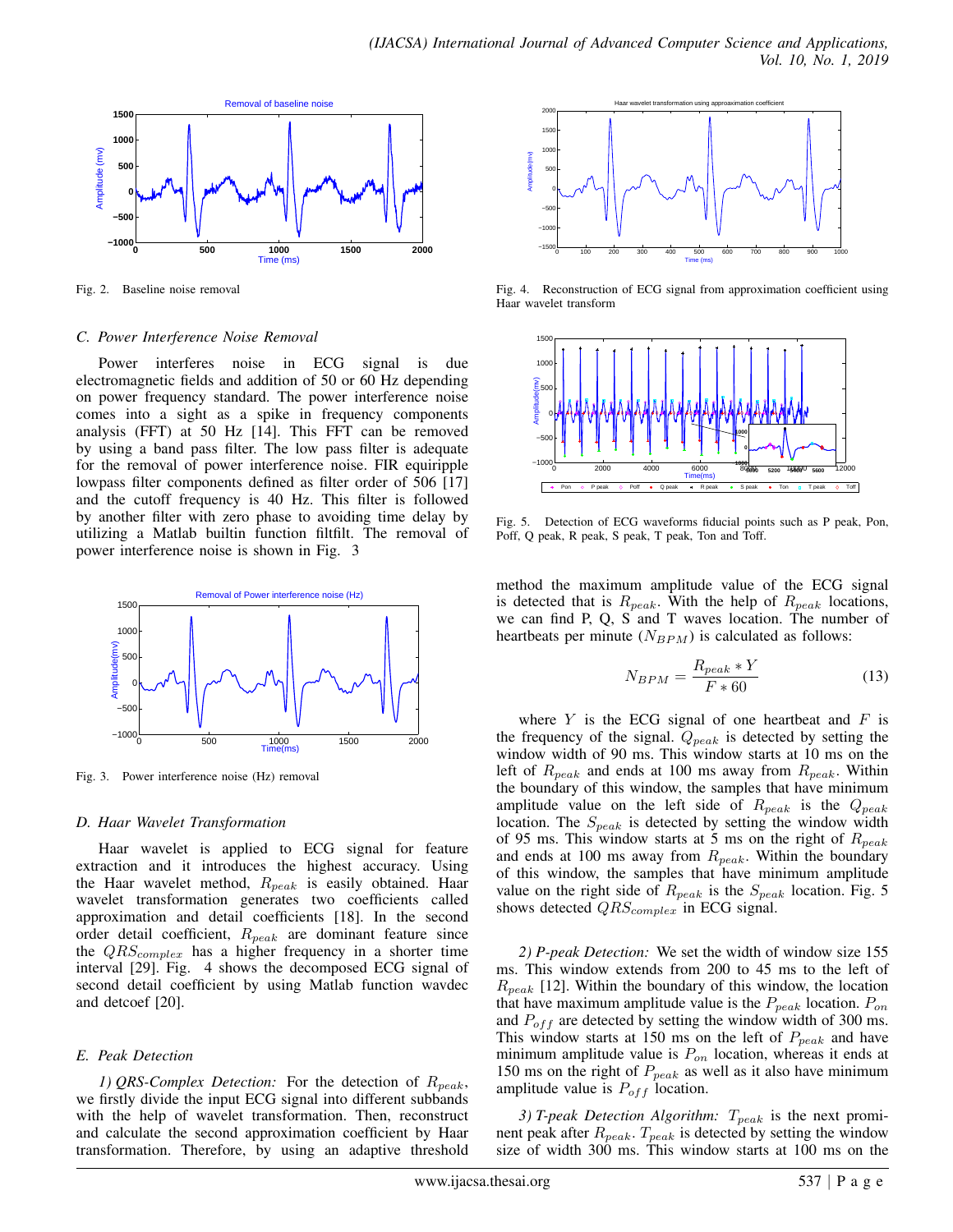Fig. 2. Baseline noise removal

### C. Power Interference Noise Removal

Power interferes noise in ECG signal is due electromagnetic fields and addition of 50 or 60 Hz depending on power frequency standard. The power interference noise comes into a sight as a spike in frequency components analysis (FFT) at 50 Hz [14]. This FFT can be removed by using a band pass filter. The low pass filter is adequate for the removal of power interference noise. FIR equiripple lowpass filter components defined as filter order of 506 [17] and the cutoff frequency is 40 Hz. This filter is followed by another filter with zero phase to avoiding time delay by utilizing a Matlab builtin function filtfilt. The removal of power interference noise is shown in Fig. 3

Fig. 3. Power interference noise (Hz) removal

### D. Haar Wavelet Transformation

Haar wavelet is applied to ECG signal for feature extraction and it introduces the highest accuracy. Using the Haar wavelet method, $R_{peak}$ is easily obtained. Haar wavelet transformation generates two coefficients called approximation and detail coefficients [18]. In the second order detail coefficient, $R_{peak}$ are dominant feature since the $QRS_{complex}$ has a higher frequency in a shorter time interval [29]. Fig. 4 shows the decomposed ECG signal of second detail coefficient by using Matlab function wavdec and detcoef [20].

### E. Peak Detection

*1) QRS-Complex Detection:* For the detection of $R_{peak}$, we firstly divide the input ECG signal into different subbands with the help of wavelet transformation. Then, reconstruct and calculate the second approximation coefficient by Haar transformation. Therefore, by using an adaptive threshold method the maximum amplitude value of the ECG signal is detected that is $R_{peak}$. With the help of $R_{peak}$ locations, we can find P, Q, S and T waves location. The number of heartbeats per minute ($N_{BPM}$) is calculated as follows:

$$N_{BPM} = \frac{R_{peak} * Y}{F * 60} \tag{13}$$

where $Y$ is the ECG signal of one heartbeat and $F$ is the frequency of the signal. $Q_{peak}$ is detected by setting the window width of 90 ms. This window starts at 10 ms on the left of $R_{peak}$ and ends at 100 ms away from $R_{peak}$. Within the boundary of this window, the samples that have minimum amplitude value on the left side of $R_{peak}$ is the $Q_{peak}$ location. The $S_{peak}$ is detected by setting the window width of 95 ms. This window starts at 5 ms on the right of $R_{peak}$ and ends at 100 ms away from $R_{peak}$. Within the boundary of this window, the samples that have minimum amplitude value on the right side of $R_{peak}$ is the $S_{peak}$ location. Fig. 5 shows detected $QRS_{complex}$ in ECG signal.

Fig. 4. Reconstruction of ECG signal from approximation coefficient using Haar wavelet transform

Fig. 5. Detection of ECG waveforms fiducial points such as P peak, Pon, Poff, Q peak, R peak, S peak, T peak, Ton and Toff.

*2) P-peak Detection:* We set the width of window size 155 ms. This window extends from 200 to 45 ms to the left of $R_{peak}$ [12]. Within the boundary of this window, the location that have maximum amplitude value is the $P_{peak}$ location. $P_{on}$ and $P_{off}$ are detected by setting the window width of 300 ms. This window starts at 150 ms on the left of $P_{peak}$ and have minimum amplitude value is $P_{on}$ location, whereas it ends at 150 ms on the right of $P_{peak}$ as well as it also have minimum amplitude value is $P_{off}$ location.

*3) T-peak Detection Algorithm:* $T_{peak}$ is the next prominent peak after $R_{peak}$. $T_{peak}$ is detected by setting the window size of width 300 ms. This window starts at 100 ms on the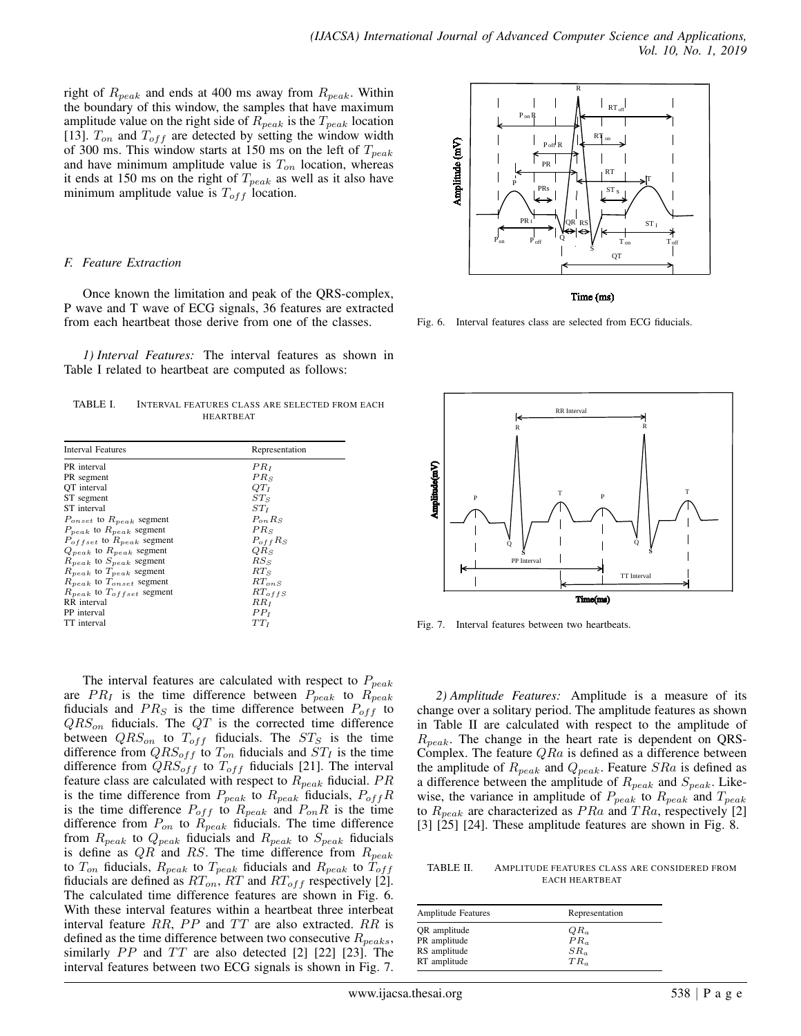right of $R_{peak}$ and ends at 400 ms away from $R_{peak}$. Within the boundary of this window, the samples that have maximum amplitude value on the right side of $R_{peak}$ is the $T_{peak}$ location [13]. $T_{on}$ and $T_{off}$ are detected by setting the window width of 300 ms. This window starts at 150 ms on the left of $T_{peak}$ and have minimum amplitude value is $T_{on}$ location, whereas it ends at 150 ms on the right of $T_{peak}$ as well as it also have minimum amplitude value is $T_{off}$ location.

### F. Feature Extraction

Once known the limitation and peak of the QRS-complex, P wave and T wave of ECG signals, 36 features are extracted from each heartbeat those derive from one of the classes.

*1) Interval Features:* The interval features as shown in Table I related to heartbeat are computed as follows:

TABLE I. INTERVAL FEATURES CLASS ARE SELECTED FROM EACH HEARTBEAT

| Interval Features | Representation |
|---|---|
| PR interval | $PR_I$ |
| PR segment | $PR_S$ |
| QT interval | $QT_I$ |
| ST segment | $ST_S$ |
| ST interval | $ST_I$ |
| $P_{onset}$ to $R_{peak}$ segment | $P_{on}R_S$ |
| $P_{peak}$ to $R_{peak}$ segment | $PR_S$ |
| $P_{offset}$ to $R_{peak}$ segment | $P_{off}R_S$ |
| $Q_{peak}$ to $R_{peak}$ segment | $QR_S$ |
| $R_{peak}$ to $S_{peak}$ segment | $RS_S$ |
| $R_{peak}$ to $T_{peak}$ segment | $RT_S$ |
| $R_{peak}$ to $T_{onset}$ segment | $RT_{onS}$ |
| $R_{peak}$ to $T_{offset}$ segment | $RT_{offS}$ |
| RR interval | $RR_I$ |
| PP interval | $PP_I$ |
| TT interval | $TT_I$ |

The interval features are calculated with respect to $P_{peak}$ are $PR_I$ is the time difference between $P_{peak}$ to $R_{peak}$ fiducials and $PR_S$ is the time difference between $P_{off}$ to $QRS_{on}$ fiducials. The $QT$ is the corrected time difference between $QRS_{on}$ to $T_{off}$ fiducials. The $ST_S$ is the time difference from $QRS_{off}$ to $T_{on}$ fiducials and $ST_I$ is the time difference from $QRS_{off}$ to $T_{off}$ fiducials [21]. The interval feature class are calculated with respect to $R_{peak}$ fiducial. $PR$ is the time difference from $P_{peak}$ to $R_{peak}$ fiducials, $P_{off}R$ is the time difference $P_{off}$ to $R_{peak}$ and $P_{on}R$ is the time difference from $P_{on}$ to $R_{peak}$ fiducials. The time difference from $R_{peak}$ to $Q_{peak}$ fiducials and $R_{peak}$ to $S_{peak}$ fiducials is define as $QR$ and $RS$. The time difference from $R_{peak}$ to $T_{on}$ fiducials, $R_{peak}$ to $T_{peak}$ fiducials and $R_{peak}$ to $T_{off}$ fiducials are defined as $RT_{on}$, $RT$ and $RT_{off}$ respectively [2]. The calculated time difference features are shown in Fig. 6. With these interval features within a heartbeat three interbeat interval feature $RR$, $PP$ and $TT$ are also extracted. $RR$ is defined as the time difference between two consecutive $R_{peaks}$, similarly $PP$ and $TT$ are also detected [2] [22] [23]. The interval features between two ECG signals is shown in Fig. 7.

Fig. 6. Interval features class are selected from ECG fiducials.

Fig. 7. Interval features between two heartbeats.

*2) Amplitude Features:* Amplitude is a measure of its change over a solitary period. The amplitude features as shown in Table II are calculated with respect to the amplitude of $R_{peak}$. The change in the heart rate is dependent on QRS-Complex. The feature $QRa$ is defined as a difference between the amplitude of $R_{peak}$ and $Q_{peak}$. Feature $SRa$ is defined as a difference between the amplitude of $R_{peak}$ and $S_{peak}$. Likewise, the variance in amplitude of $P_{peak}$ to $R_{peak}$ and $T_{peak}$ to $R_{peak}$ are characterized as $PRa$ and $TRa$, respectively [2] [3] [25] [24]. These amplitude features are shown in Fig. 8.

TABLE II. AMPLITUDE FEATURES CLASS ARE CONSIDERED FROM EACH HEARTBEAT

| Amplitude Features | Representation |
|---|---|
| QR amplitude | $QR_a$ |
| PR amplitude | $PR_a$ |
| RS amplitude | $SR_a$ |
| RT amplitude | $TR_a$ |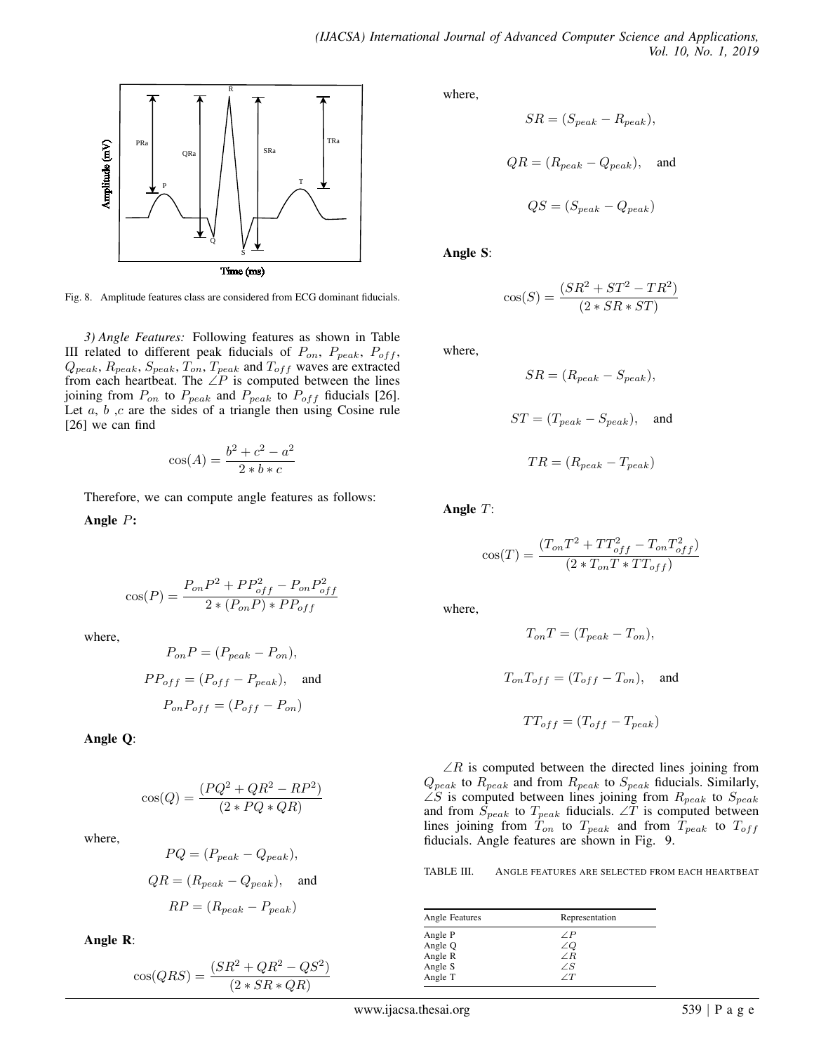Fig. 8. Amplitude features class are considered from ECG dominant fiducials.

*3) Angle Features:* Following features as shown in Table III related to different peak fiducials of $P_{on}$, $P_{peak}$, $P_{off}$, $Q_{peak}$, $R_{peak}$, $S_{peak}$, $T_{on}$, $T_{peak}$ and $T_{off}$ waves are extracted from each heartbeat. The $\angle P$ is computed between the lines joining from $P_{on}$ to $P_{peak}$ and $P_{peak}$ to $P_{off}$ fiducials [26]. Let $a$, $b$ ,$c$ are the sides of a triangle then using Cosine rule [26] we can find

$$\cos(A) = \frac{b^2 + c^2 - a^2}{2 * b * c}$$

Therefore, we can compute angle features as follows:

**Angle $P$:**

$$\cos(P) = \frac{P_{on}P^2 + PP_{off}^2 - P_{on}P_{off}^2}{2 * (P_{on}P) * PP_{off}}$$

where,

$$P_{on}P = (P_{peak} - P_{on}),$$

$$PP_{off} = (P_{off} - P_{peak}), \quad \text{and}$$

$$P_{on}P_{off} = (P_{off} - P_{on})$$

**Angle Q**:

$$\cos(Q) = \frac{(PQ^2 + QR^2 - RP^2)}{(2 * PQ * QR)}$$

where,

$$PQ = (P_{peak} - Q_{peak}),$$

$$QR = (R_{peak} - Q_{peak}), \quad \text{and}$$

$$RP = (R_{peak} - P_{peak})$$

**Angle R**:

$$\cos(QRS) = \frac{(SR^2 + QR^2 - QS^2)}{(2 * SR * QR)}$$

where,

$$SR = (S_{peak} - R_{peak}),$$

$$QR = (R_{peak} - Q_{peak}), \quad \text{and}$$

$$QS = (S_{peak} - Q_{peak})$$

**Angle S**:

$$\cos(S) = \frac{(SR^2 + ST^2 - TR^2)}{(2 * SR * ST)}$$

where,

$$SR = (R_{peak} - S_{peak}),$$

$$ST = (T_{peak} - S_{peak}), \quad \text{and}$$

$$TR = (R_{peak} - T_{peak})$$

**Angle $T$**:

$$\cos(T) = \frac{(T_{on}T^2 + TT_{off}^2 - T_{on}T_{off}^2)}{(2 * T_{on}T * TT_{off})}$$

where,

$$T_{on}T = (T_{peak} - T_{on}),$$

$$T_{on}T_{off} = (T_{off} - T_{on}), \quad \text{and}$$

$$TT_{off} = (T_{off} - T_{peak})$$

$\angle R$ is computed between the directed lines joining from $Q_{peak}$ to $R_{peak}$ and from $R_{peak}$ to $S_{peak}$ fiducials. Similarly, $\angle S$ is computed between lines joining from $R_{peak}$ to $S_{peak}$ and from $S_{peak}$ to $T_{peak}$ fiducials. $\angle T$ is computed between lines joining from $T_{on}$ to $T_{peak}$ and from $T_{peak}$ to $T_{off}$ fiducials. Angle features are shown in Fig. 9.

TABLE III. ANGLE FEATURES ARE SELECTED FROM EACH HEARTBEAT

| Angle Features | Representation |
|---|---|
| Angle P | $\angle P$ |
| Angle Q | $\angle Q$ |
| Angle R | $\angle R$ |
| Angle S | $\angle S$ |
| Angle T | $\angle T$ |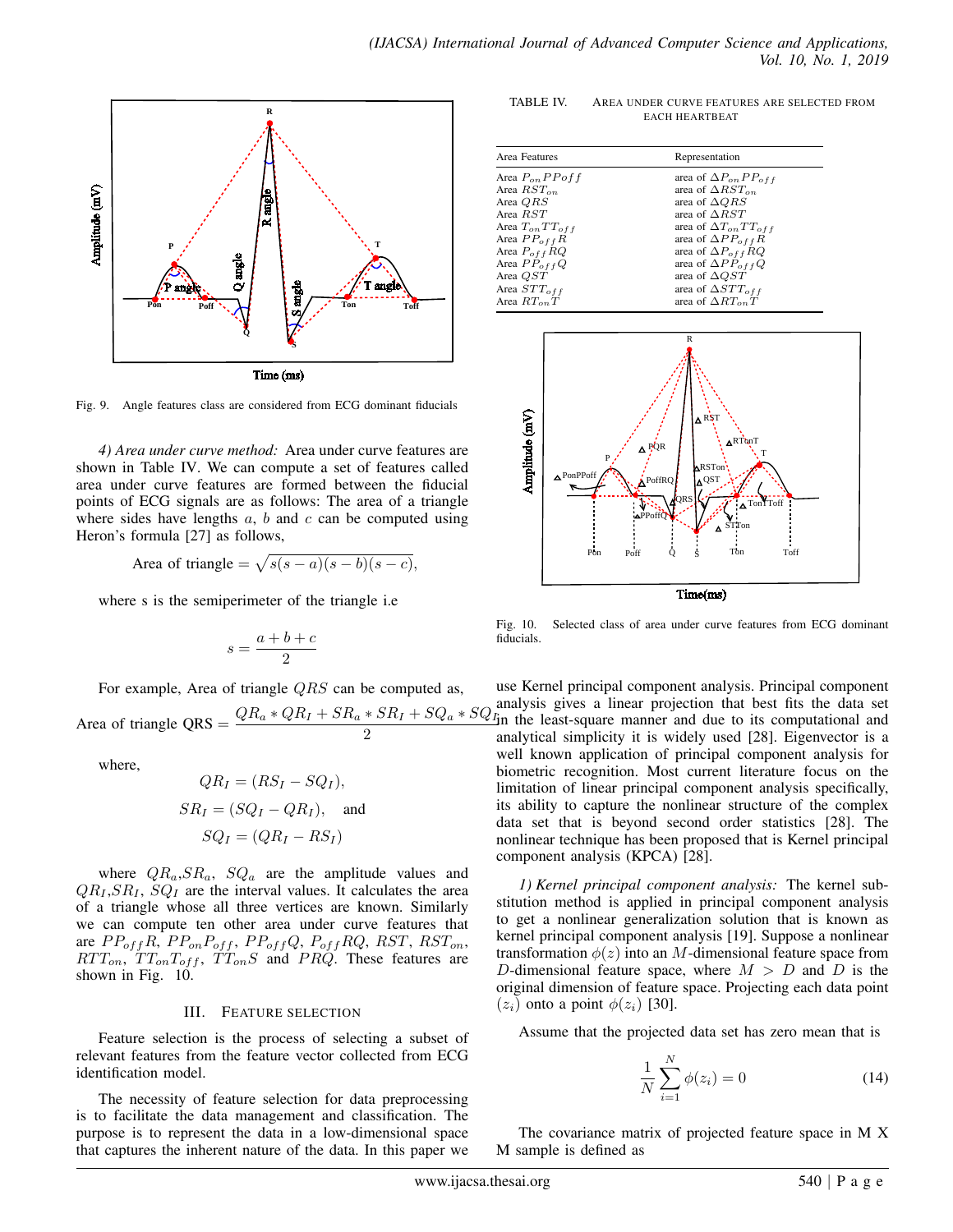Fig. 9. Angle features class are considered from ECG dominant fiducials

*4) Area under curve method:* Area under curve features are shown in Table IV. We can compute a set of features called area under curve features are formed between the fiducial points of ECG signals are as follows: The area of a triangle where sides have lengths $a$, $b$ and $c$ can be computed using Heron's formula [27] as follows,

$$\text{Area of triangle} = \sqrt{s(s-a)(s-b)(s-c)},$$

where s is the semiperimeter of the triangle i.e

$$s = \frac{a+b+c}{2}$$

For example, Area of triangle $QRS$ can be computed as,

$$\text{Area of triangle QRS} = \frac{QR_a * QR_I + SR_a * SR_I + SQ_a * SQ_I}{2}$$

where,

$$QR_I = (RS_I - SQ_I),$$

$$SR_I = (SQ_I - QR_I), \quad \text{and}$$

$$SQ_I = (QR_I - RS_I)$$

where $QR_a$,$SR_a$, $SQ_a$ are the amplitude values and $QR_I$,$SR_I$, $SQ_I$ are the interval values. It calculates the area of a triangle whose all three vertices are known. Similarly we can compute ten other area under curve features that are $PP_{off}R$, $PP_{on}P_{off}$, $PP_{off}Q$, $P_{off}RQ$, $RST$, $RST_{on}$, $RTT_{on}$, $TT_{on}T_{off}$, $TT_{on}S$ and $PRQ$. These features are shown in Fig. 10.

## III. Feature Selection

Feature selection is the process of selecting a subset of relevant features from the feature vector collected from ECG identification model.

The necessity of feature selection for data preprocessing is to facilitate the data management and classification. The purpose is to represent the data in a low-dimensional space that captures the inherent nature of the data. In this paper we use Kernel principal component analysis. Principal component analysis gives a linear projection that best fits the data set in the least-square manner and due to its computational and analytical simplicity it is widely used [28]. Eigenvector is a well known application of principal component analysis for biometric recognition. Most current literature focus on the limitation of linear principal component analysis specifically, its ability to capture the nonlinear structure of the complex data set that is beyond second order statistics [28]. The nonlinear technique has been proposed that is Kernel principal component analysis (KPCA) [28].

TABLE IV. Area under curve features are selected from each heartbeat

| Area Features | Representation |
|---|---|
| Area $P_{on}PPoff$ | area of $\Delta P_{on}PP_{off}$ |
| Area $RST_{on}$ | area of $\Delta RST_{on}$ |
| Area $QRS$ | area of $\Delta QRS$ |
| Area $RST$ | area of $\Delta RST$ |
| Area $T_{on}TT_{off}$ | area of $\Delta T_{on}TT_{off}$ |
| Area $PP_{off}R$ | area of $\Delta PP_{off}R$ |
| Area $P_{off}RQ$ | area of $\Delta P_{off}RQ$ |
| Area $PP_{off}Q$ | area of $\Delta PP_{off}Q$ |
| Area $QST$ | area of $\Delta QST$ |
| Area $STT_{off}$ | area of $\Delta STT_{off}$ |
| Area $RT_{on}T$ | area of $\Delta RT_{on}T$ |

Fig. 10. Selected class of area under curve features from ECG dominant fiducials.

*1) Kernel principal component analysis:* The kernel substitution method is applied in principal component analysis to get a nonlinear generalization solution that is known as kernel principal component analysis [19]. Suppose a nonlinear transformation $\phi(z)$ into an $M$-dimensional feature space from $D$-dimensional feature space, where $M > D$ and $D$ is the original dimension of feature space. Projecting each data point $(z_i)$ onto a point $\phi(z_i)$ [30].

Assume that the projected data set has zero mean that is

$$\frac{1}{N}\sum_{i=1}^{N}\phi(z_i) = 0 \tag{14}$$

The covariance matrix of projected feature space in M X M sample is defined as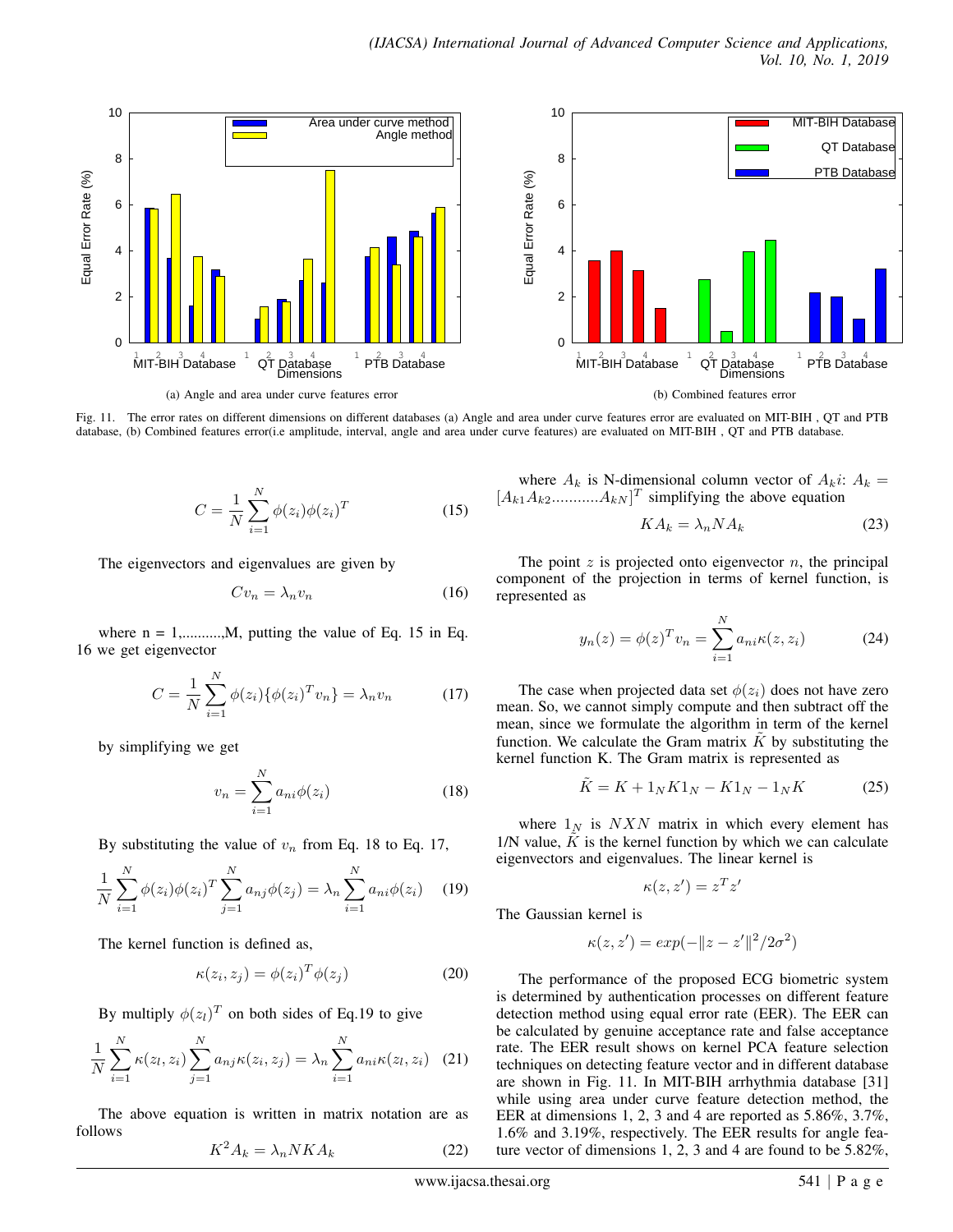Fig. 11. The error rates on different dimensions on different databases (a) Angle and area under curve features error are evaluated on MIT-BIH , QT and PTB database, (b) Combined features error(i.e amplitude, interval, angle and area under curve features) are evaluated on MIT-BIH , QT and PTB database.

(a) Angle and area under curve features error

(b) Combined features error

$$C = \frac{1}{N}\sum_{i=1}^{N}\phi(z_i)\phi(z_i)^T \tag{15}$$

The eigenvectors and eigenvalues are given by

$$Cv_n = \lambda_n v_n \tag{16}$$

where n = 1,..........,M, putting the value of Eq. 15 in Eq. 16 we get eigenvector

$$C = \frac{1}{N}\sum_{i=1}^{N}\phi(z_i)\{\phi(z_i)^T v_n\} = \lambda_n v_n \tag{17}$$

by simplifying we get

$$v_n = \sum_{i=1}^{N} a_{ni}\phi(z_i) \tag{18}$$

By substituting the value of $v_n$ from Eq. 18 to Eq. 17,

$$\frac{1}{N}\sum_{i=1}^{N}\phi(z_i)\phi(z_i)^T\sum_{j=1}^{N}a_{nj}\phi(z_j) = \lambda_n\sum_{i=1}^{N}a_{ni}\phi(z_i) \tag{19}$$

The kernel function is defined as,

$$\kappa(z_i, z_j) = \phi(z_i)^T\phi(z_j) \tag{20}$$

By multiply $\phi(z_l)^T$ on both sides of Eq.19 to give

$$\frac{1}{N}\sum_{i=1}^{N}\kappa(z_l, z_i)\sum_{j=1}^{N}a_{nj}\kappa(z_i, z_j) = \lambda_n\sum_{i=1}^{N}a_{ni}\kappa(z_l, z_i) \tag{21}$$

The above equation is written in matrix notation are as follows

$$K^2A_k = \lambda_n NKA_k \tag{22}$$

where $A_k$ is N-dimensional column vector of $A_k i$: $A_k = [A_{k1}A_{k2}...........A_{kN}]^T$ simplifying the above equation

$$KA_k = \lambda_n NA_k \tag{23}$$

The point $z$ is projected onto eigenvector $n$, the principal component of the projection in terms of kernel function, is represented as

$$y_n(z) = \phi(z)^T v_n = \sum_{i=1}^{N}a_{ni}\kappa(z, z_i) \tag{24}$$

The case when projected data set $\phi(z_i)$ does not have zero mean. So, we cannot simply compute and then subtract off the mean, since we formulate the algorithm in term of the kernel function. We calculate the Gram matrix $\tilde{K}$ by substituting the kernel function K. The Gram matrix is represented as

$$\tilde{K} = K + 1_N K 1_N - K 1_N - 1_N K \tag{25}$$

where $1_N$ is $NXN$ matrix in which every element has 1/N value, $\tilde{K}$ is the kernel function by which we can calculate eigenvectors and eigenvalues. The linear kernel is

$$\kappa(z, z') = z^T z'$$

The Gaussian kernel is

$$\kappa(z, z') = exp(-\|z - z'\|^2/2\sigma^2)$$

The performance of the proposed ECG biometric system is determined by authentication processes on different feature detection method using equal error rate (EER). The EER can be calculated by genuine acceptance rate and false acceptance rate. The EER result shows on kernel PCA feature selection techniques on detecting feature vector and in different database are shown in Fig. 11. In MIT-BIH arrhythmia database [31] while using area under curve feature detection method, the EER at dimensions 1, 2, 3 and 4 are reported as 5.86%, 3.7%, 1.6% and 3.19%, respectively. The EER results for angle feature vector of dimensions 1, 2, 3 and 4 are found to be 5.82%,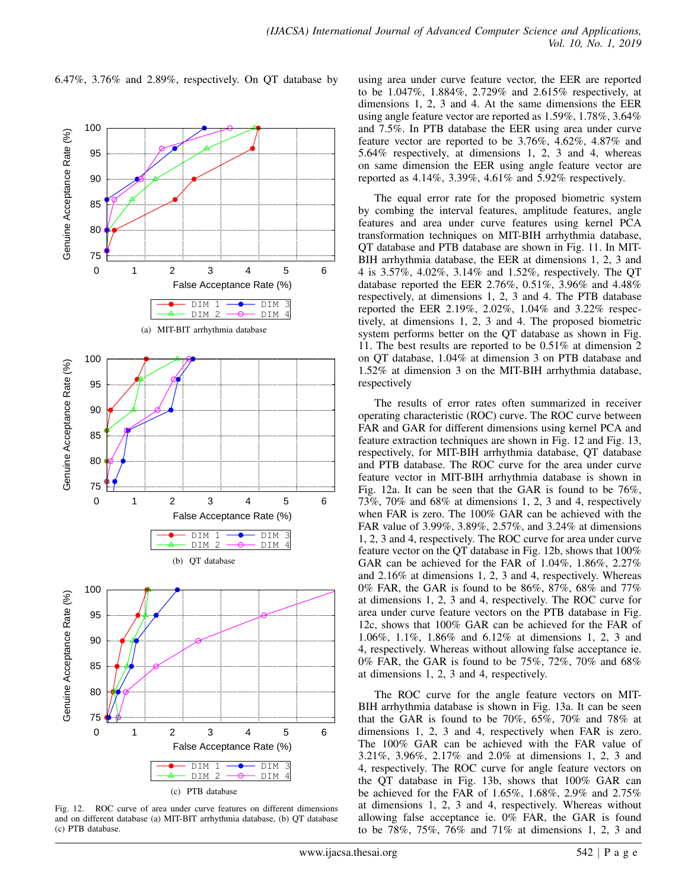6.47%, 3.76% and 2.89%, respectively. On QT database by using area under curve feature vector, the EER are reported to be 1.047%, 1.884%, 2.729% and 2.615% respectively, at dimensions 1, 2, 3 and 4. At the same dimensions the EER using angle feature vector are reported as 1.59%, 1.78%, 3.64% and 7.5%. In PTB database the EER using area under curve feature vector are reported to be 3.76%, 4.62%, 4.87% and 5.64% respectively, at dimensions 1, 2, 3 and 4, whereas on same dimension the EER using angle feature vector are reported as 4.14%, 3.39%, 4.61% and 5.92% respectively.

(a) MIT-BIT arrhythmia database

(b) QT database

(c) PTB database

Fig. 12. ROC curve of area under curve features on different dimensions and on different databases (a) MIT-BIT arrhythmia database, (b) QT database (c) PTB database.

The equal error rate for the proposed biometric system by combing the interval features, amplitude features, angle features and area under curve features using kernel PCA transformation techniques on MIT-BIH arrhythmia database, QT database and PTB database are shown in Fig. 11. In MIT-BIH arrhythmia database, the EER at dimensions 1, 2, 3 and 4 is 3.57%, 4.02%, 3.14% and 1.52%, respectively. The QT database reported the EER 2.76%, 0.51%, 3.96% and 4.48% respectively, at dimensions 1, 2, 3 and 4. The PTB database reported the EER 2.19%, 2.02%, 1.04% and 3.22% respectively, at dimensions 1, 2, 3 and 4. The proposed biometric system performs better on the QT database as shown in Fig. 11. The best results are reported to be 0.51% at dimension 2 on QT database, 1.04% at dimension 3 on PTB database and 1.52% at dimension 3 on the MIT-BIH arrhythmia database, respectively

The results of error rates often summarized in receiver operating characteristic (ROC) curve. The ROC curve between FAR and GAR for different dimensions using kernel PCA and feature extraction techniques are shown in Fig. 12 and Fig. 13, respectively, for MIT-BIH arrhythmia database, QT database and PTB database. The ROC curve for the area under curve feature vector in MIT-BIH arrhythmia database is shown in Fig. 12a. It can be seen that the GAR is found to be 76%, 73%, 70% and 68% at dimensions 1, 2, 3 and 4, respectively when FAR is zero. The 100% GAR can be achieved with the FAR value of 3.99%, 3.89%, 2.57%, and 3.24% at dimensions 1, 2, 3 and 4, respectively. The ROC curve for area under curve feature vector on the QT database in Fig. 12b, shows that 100% GAR can be achieved for the FAR of 1.04%, 1.86%, 2.27% and 2.16% at dimensions 1, 2, 3 and 4, respectively. Whereas 0% FAR, the GAR is found to be 86%, 87%, 68% and 77% at dimensions 1, 2, 3 and 4, respectively. The ROC curve for area under curve feature vectors on the PTB database in Fig. 12c, shows that 100% GAR can be achieved for the FAR of 1.06%, 1.1%, 1.86% and 6.12% at dimensions 1, 2, 3 and 4, respectively. Whereas without allowing false acceptance ie. 0% FAR, the GAR is found to be 75%, 72%, 70% and 68% at dimensions 1, 2, 3 and 4, respectively.

The ROC curve for the angle feature vectors on MIT-BIH arrhythmia database is shown in Fig. 13a. It can be seen that the GAR is found to be 70%, 65%, 70% and 78% at dimensions 1, 2, 3 and 4, respectively when FAR is zero. The 100% GAR can be achieved with the FAR value of 3.21%, 3.96%, 2.17% and 2.0% at dimensions 1, 2, 3 and 4, respectively. The ROC curve for angle feature vectors on the QT database in Fig. 13b, shows that 100% GAR can be achieved for the FAR of 1.65%, 1.68%, 2.9% and 2.75% at dimensions 1, 2, 3 and 4, respectively. Whereas without allowing false acceptance ie. 0% FAR, the GAR is found to be 78%, 75%, 76% and 71% at dimensions 1, 2, 3 and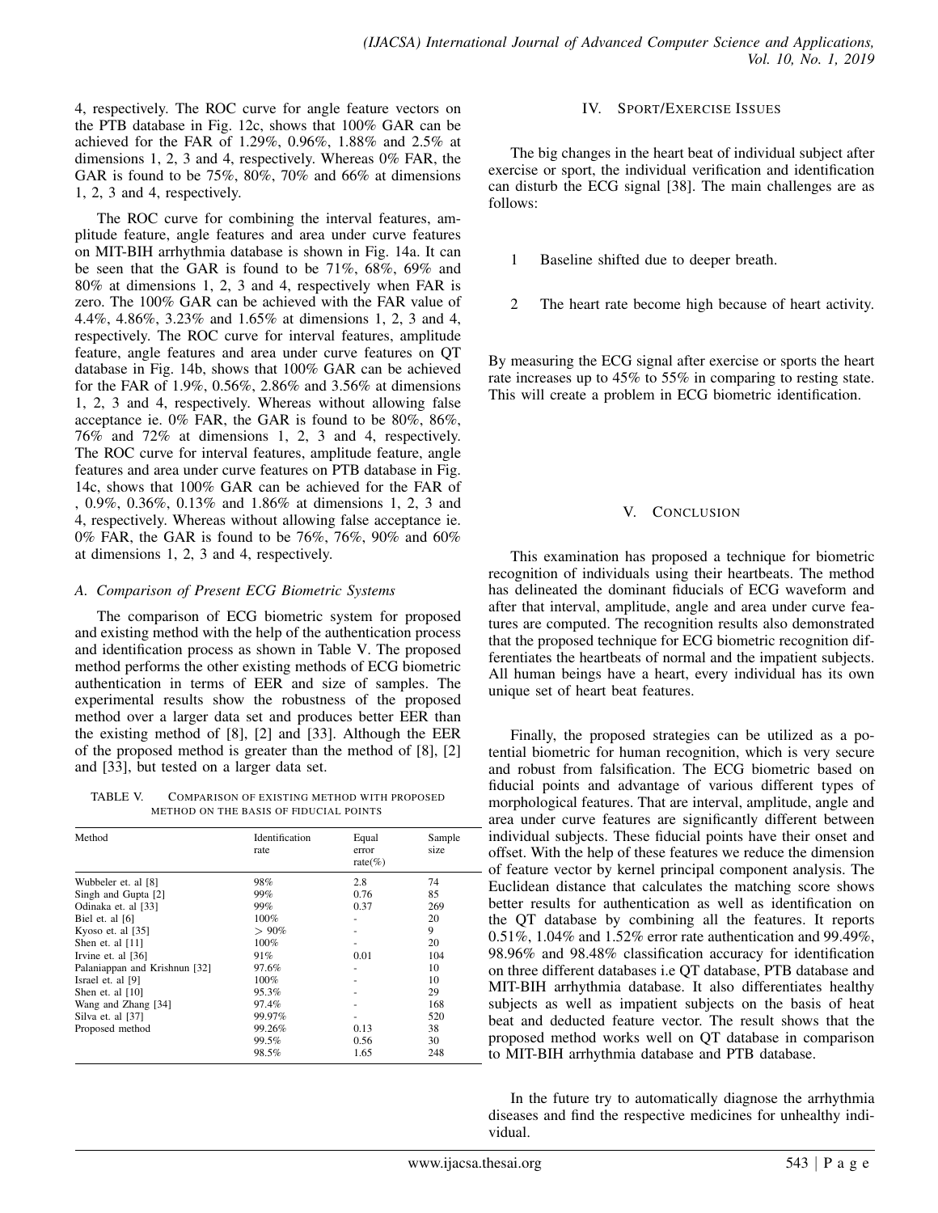4, respectively. The ROC curve for angle feature vectors on the PTB database in Fig. 12c, shows that 100% GAR can be achieved for the FAR of 1.29%, 0.96%, 1.88% and 2.5% at dimensions 1, 2, 3 and 4, respectively. Whereas 0% FAR, the GAR is found to be 75%, 80%, 70% and 66% at dimensions 1, 2, 3 and 4, respectively.

The ROC curve for combining the interval features, amplitude feature, angle features and area under curve features on MIT-BIH arrhythmia database is shown in Fig. 14a. It can be seen that the GAR is found to be 71%, 68%, 69% and 80% at dimensions 1, 2, 3 and 4, respectively when FAR is zero. The 100% GAR can be achieved with the FAR value of 4.4%, 4.86%, 3.23% and 1.65% at dimensions 1, 2, 3 and 4, respectively. The ROC curve for interval features, amplitude feature, angle features and area under curve features on QT database in Fig. 14b, shows that 100% GAR can be achieved for the FAR of 1.9%, 0.56%, 2.86% and 3.56% at dimensions 1, 2, 3 and 4, respectively. Whereas without allowing false acceptance ie. 0% FAR, the GAR is found to be 80%, 86%, 76% and 72% at dimensions 1, 2, 3 and 4, respectively. The ROC curve for interval features, amplitude feature, angle features and area under curve features on PTB database in Fig. 14c, shows that 100% GAR can be achieved for the FAR of , 0.9%, 0.36%, 0.13% and 1.86% at dimensions 1, 2, 3 and 4, respectively. Whereas without allowing false acceptance ie. 0% FAR, the GAR is found to be 76%, 76%, 90% and 60% at dimensions 1, 2, 3 and 4, respectively.

### *A. Comparison of Present ECG Biometric Systems*

The comparison of ECG biometric system for proposed and existing method with the help of the authentication process and identification process as shown in Table V. The proposed method performs the other existing methods of ECG biometric authentication in terms of EER and size of samples. The experimental results show the robustness of the proposed method over a larger data set and produces better EER than the existing method of [8], [2] and [33]. Although the EER of the proposed method is greater than the method of [8], [2] and [33], but tested on a larger data set.

TABLE V. COMPARISON OF EXISTING METHOD WITH PROPOSED METHOD ON THE BASIS OF FIDUCIAL POINTS

| Method | Identification rate | Equal error rate(%) | Sample size |
|---|---|---|---|
| Wubbeler et. al [8] | 98% | 2.8 | 74 |
| Singh and Gupta [2] | 99% | 0.76 | 85 |
| Odinaka et. al [33] | 99% | 0.37 | 269 |
| Biel et. al [6] | 100% | - | 20 |
| Kyoso et. al [35] | > 90% | - | 9 |
| Shen et. al [11] | 100% | - | 20 |
| Irvine et. al [36] | 91% | 0.01 | 104 |
| Palaniappan and Krishnun [32] | 97.6% | - | 10 |
| Israel et. al [9] | 100% | - | 10 |
| Shen et. al [10] | 95.3% | - | 29 |
| Wang and Zhang [34] | 97.4% | - | 168 |
| Silva et. al [37] | 99.97% | - | 520 |
| Proposed method | 99.26% | 0.13 | 38 |
| | 99.5% | 0.56 | 30 |
| | 98.5% | 1.65 | 248 |

## IV. Sport/Exercise Issues

The big changes in the heart beat of individual subject after exercise or sport, the individual verification and identification can disturb the ECG signal [38]. The main challenges are as follows:

1. Baseline shifted due to deeper breath.
2. The heart rate become high because of heart activity.

By measuring the ECG signal after exercise or sports the heart rate increases up to 45% to 55% in comparing to resting state. This will create a problem in ECG biometric identification.

## V. Conclusion

This examination has proposed a technique for biometric recognition of individuals using their heartbeats. The method has delineated the dominant fiducials of ECG waveform and after that interval, amplitude, angle and area under curve features are computed. The recognition results also demonstrated that the proposed technique for ECG biometric recognition differentiates the heartbeats of normal and the impatient subjects. All human beings have a heart, every individual has its own unique set of heart beat features.

Finally, the proposed strategies can be utilized as a potential biometric for human recognition, which is very secure and robust from falsification. The ECG biometric based on fiducial points and advantage of various different types of morphological features. That are interval, amplitude, angle and area under curve features are significantly different between individual subjects. These fiducial points have their onset and offset. With the help of these features we reduce the dimension of feature vector by kernel principal component analysis. The Euclidean distance that calculates the matching score shows better results for authentication as well as identification on the QT database by combining all the features. It reports 0.51%, 1.04% and 1.52% error rate authentication and 99.49%, 98.96% and 98.48% classification accuracy for identification on three different databases i.e QT database, PTB database and MIT-BIH arrhythmia database. It also differentiates healthy subjects as well as impatient subjects on the basis of heat beat and deducted feature vector. The result shows that the proposed method works well on QT database in comparison to MIT-BIH arrhythmia database and PTB database.

In the future try to automatically diagnose the arrhythmia diseases and find the respective medicines for unhealthy individual.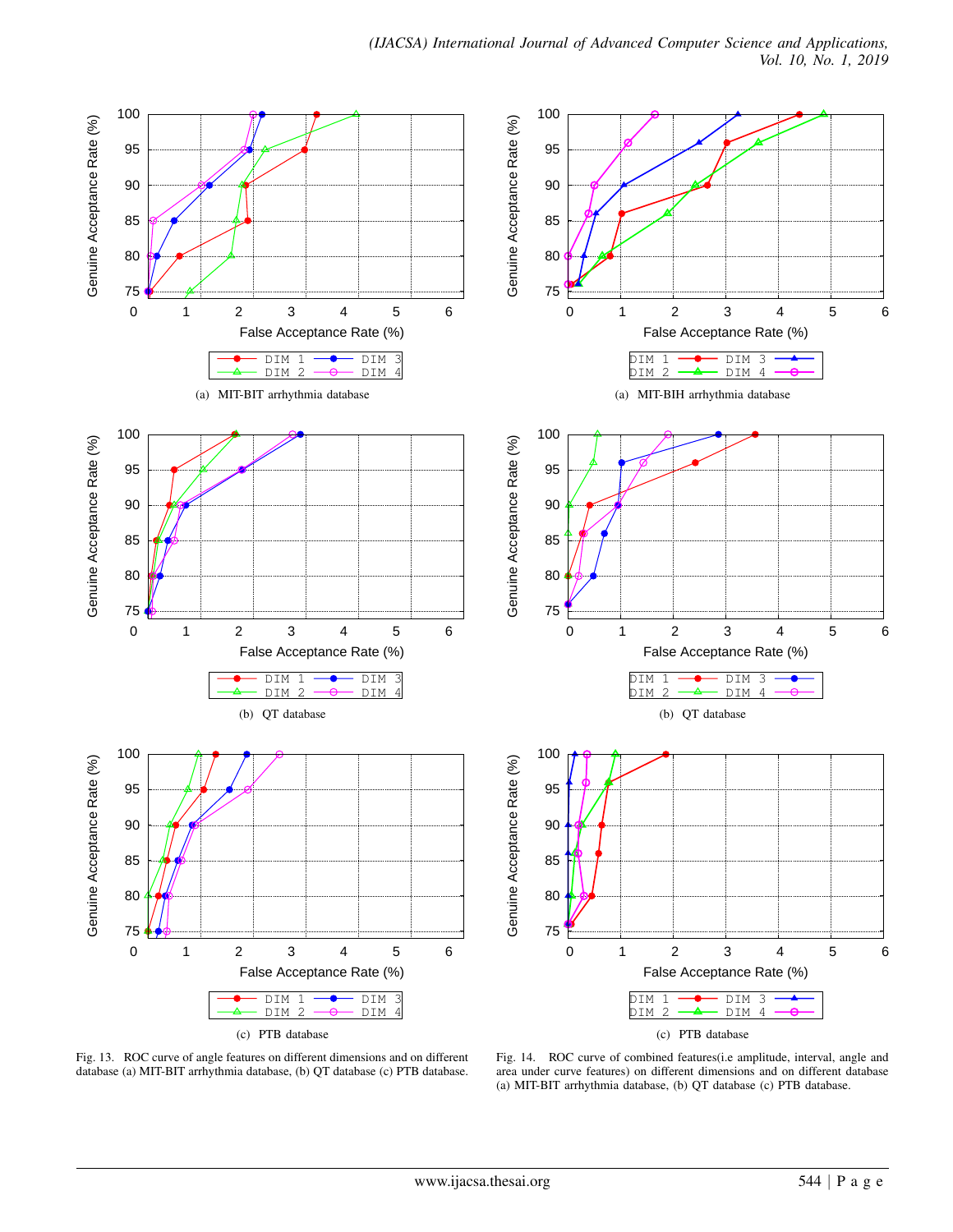(a) MIT-BIT arrhythmia database

(b) QT database

(c) PTB database

Fig. 13. ROC curve of angle features on different dimensions and on different database (a) MIT-BIT arrhythmia database, (b) QT database (c) PTB database.

(a) MIT-BIH arrhythmia database

(b) QT database

(c) PTB database

Fig. 14. ROC curve of combined features(i.e amplitude, interval, angle and area under curve features) on different dimensions and on different database (a) MIT-BIT arrhythmia database, (b) QT database (c) PTB database.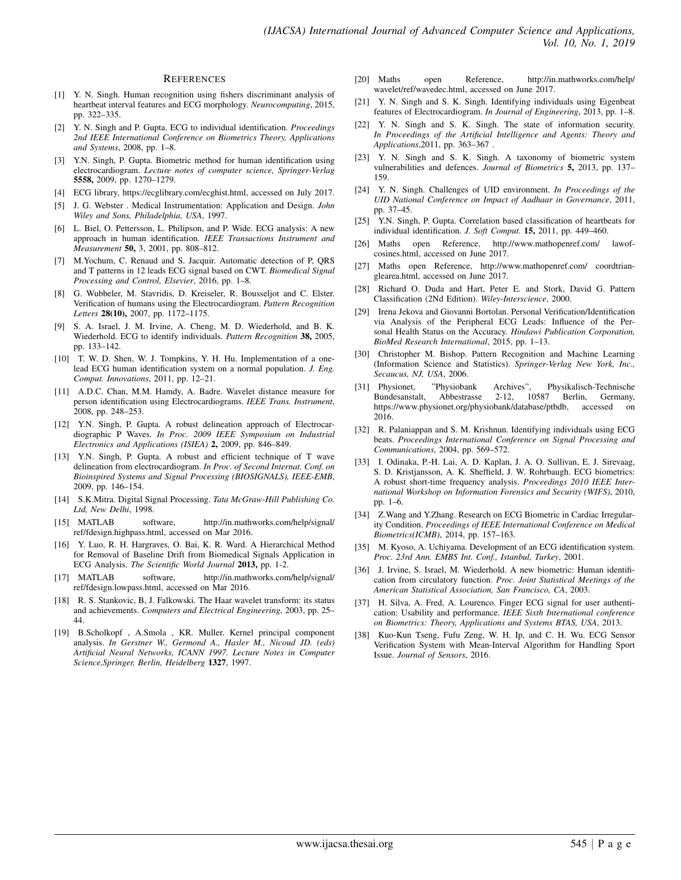## REFERENCES

[1] Y. N. Singh. Human recognition using fishers discriminant analysis of heartbeat interval features and ECG morphology. *Neurocomputing*, 2015, pp. 322–335.

[2] Y. N. Singh and P. Gupta. ECG to individual identification. *Proceedings 2nd IEEE International Conference on Biometrics Theory, Applications and Systems*, 2008, pp. 1–8.

[3] Y.N. Singh, P. Gupta. Biometric method for human identification using electrocardiogram. *Lecture notes of computer science, Springer-Verlag* **5558,** 2009, pp. 1270–1279.

[4] ECG library, https://ecglibrary.com/ecghist.html, accessed on July 2017.

[5] J. G. Webster . Medical Instrumentation: Application and Design. *John Wiley and Sons, Philadelphia, USA*, 1997.

[6] L. Biel, O. Pettersson, L. Philipson, and P. Wide. ECG analysis: A new approach in human identification. *IEEE Transactions Instrument and Measurement* **50,** 3, 2001, pp. 808–812.

[7] M.Yochum, C. Renaud and S. Jacquir. Automatic detection of P, QRS and T patterns in 12 leads ECG signal based on CWT. *Biomedical Signal Processing and Control, Elsevier*, 2016, pp. 1–8.

[8] G. Wubbeler, M. Stavridis, D. Kreiseler, R. Bousseljot and C. Elster. Verification of humans using the Electrocardiogram. *Pattern Recognition Letters* **28(10),** 2007, pp. 1172–1175.

[9] S. A. Israel, J. M. Irvine, A. Cheng, M. D. Wiederhold, and B. K. Wiederhold. ECG to identify individuals. *Pattern Recognition* **38,** 2005, pp. 133–142.

[10] T. W. D. Shen, W. J. Tompkins, Y. H. Hu. Implementation of a one-lead ECG human identification system on a normal population. *J. Eng. Comput. Innovations*, 2011, pp. 12–21.

[11] A.D.C. Chan, M.M. Hamdy, A. Badre. Wavelet distance measure for person identification using Electrocardiograms. *IEEE Trans. Instrument*, 2008, pp. 248–253.

[12] Y.N. Singh, P. Gupta. A robust delineation approach of Electrocardiographic P Waves. *In Proc. 2009 IEEE Symposium on Industrial Electronics and Applications (ISIEA)* **2,** 2009, pp. 846–849.

[13] Y.N. Singh, P. Gupta. A robust and efficient technique of T wave delineation from electrocardiogram. *In Proc. of Second Internat. Conf. on Bioinspired Systems and Signal Processing (BIOSIGNALS), IEEE-EMB*, 2009, pp. 146–154.

[14] S.K.Mitra. Digital Signal Processing. *Tata McGraw-Hill Publishing Co. Ltd, New Delhi*, 1998.

[15] MATLAB software, http://in.mathworks.com/help/signal/ref/fdesign.highpass.html, accessed on Mar 2016.

[16] Y. Luo, R. H. Hargraves, O. Bai, K. R. Ward. A Hierarchical Method for Removal of Baseline Drift from Biomedical Signals Application in ECG Analysis. *The Scientific World Journal* **2013,** pp. 1-2.

[17] MATLAB software, http://in.mathworks.com/help/signal/ref/fdesign.lowpass.html, accessed on Mar 2016.

[18] R. S. Stankovic, B, J. Falkowski. The Haar wavelet transform: its status and achievements. *Computers and Electrical Engineering*, 2003, pp. 25–44.

[19] B.Scholkopf , A.Smola , KR. Muller. Kernel principal component analysis. *In Gerstner W., Germond A., Hasler M., Nicoud JD. (eds) Artificial Neural Networks, ICANN 1997. Lecture Notes in Computer Science,Springer, Berlin, Heidelberg* **1327**, 1997.

[20] Maths open Reference, http://in.mathworks.com/help/wavelet/ref/wavedec.html, accessed on June 2017.

[21] Y. N. Singh and S. K. Singh. Identifying individuals using Eigenbeat features of Electrocardiogram. *In Journal of Engineering*, 2013, pp. 1–8.

[22] Y. N. Singh and S. K. Singh. The state of information security. *In Proceedings of the Artificial Intelligence and Agents: Theory and Applications*,2011, pp. 363–367 .

[23] Y. N. Singh and S. K. Singh. A taxonomy of biometric system vulnerabilities and defences. *Journal of Biometrics* **5,** 2013, pp. 137–159.

[24] Y. N. Singh. Challenges of UID environment. *In Proceedings of the UID National Conference on Impact of Aadhaar in Governance*, 2011, pp. 37–45.

[25] Y.N. Singh, P. Gupta. Correlation based classification of heartbeats for individual identification. *J. Soft Comput.* **15,** 2011, pp. 449–460.

[26] Maths open Reference, http://www.mathopenref.com/ lawofcosines.html, accessed on June 2017.

[27] Maths open Reference, http://www.mathopenref.com/ coordtrianglearea.html, accessed on June 2017.

[28] Richard O. Duda and Hart, Peter E. and Stork, David G. Pattern Classification (2Nd Edition). *Wiley-Interscience*, 2000.

[29] Irena Jekova and Giovanni Bortolan. Personal Verification/Identification via Analysis of the Peripheral ECG Leads: Influence of the Personal Health Status on the Accuracy. *Hindawi Publication Corporation, BioMed Research International*, 2015, pp. 1–13.

[30] Christopher M. Bishop. Pattern Recognition and Machine Learning (Information Science and Statistics). *Springer-Verlag New York, Inc., Secaucus, NJ, USA*, 2006.

[31] Physionet, "Physiobank Archives", Physikalisch-Technische Bundesanstalt, Abbestrasse 2-12, 10587 Berlin, Germany, https://www.physionet.org/physiobank/database/ptbdb, accessed on 2016.

[32] R. Palaniappan and S. M. Krishnun. Identifying individuals using ECG beats. *Proceedings International Conference on Signal Processing and Communications*, 2004, pp. 569–572.

[33] I. Odinaka, P.-H. Lai, A. D. Kaplan, J. A. O. Sullivan, E. J. Sirevaag, S. D. Kristjansson, A. K. Sheffield, J. W. Rohrbaugh. ECG biometrics: A robust short-time frequency analysis. *Proceedings 2010 IEEE International Workshop on Information Forensics and Security (WIFS)*, 2010, pp. 1–6.

[34] Z.Wang and Y.Zhang. Research on ECG Biometric in Cardiac Irregularity Condition. *Proceedings of IEEE International Conference on Medical Biometrics(ICMB)*, 2014, pp. 157–163.

[35] M. Kyoso, A. Uchiyama. Development of an ECG identification system. *Proc. 23rd Ann. EMBS Int. Conf., Istanbul, Turkey*, 2001.

[36] J. Irvine, S. Israel, M. Wiederhold. A new biometric: Human identification from circulatory function. *Proc. Joint Statistical Meetings of the American Statistical Association, San Francisco, CA*, 2003.

[37] H. Silva, A. Fred, A. Lourenco. Finger ECG signal for user authentication: Usability and performance. *IEEE Sixth International conference on Biometrics: Theory, Applications and Systems BTAS, USA*, 2013.

[38] Kuo-Kun Tseng, Fufu Zeng, W. H. Ip, and C. H. Wu. ECG Sensor Verification System with Mean-Interval Algorithm for Handling Sport Issue. *Journal of Sensors*, 2016.